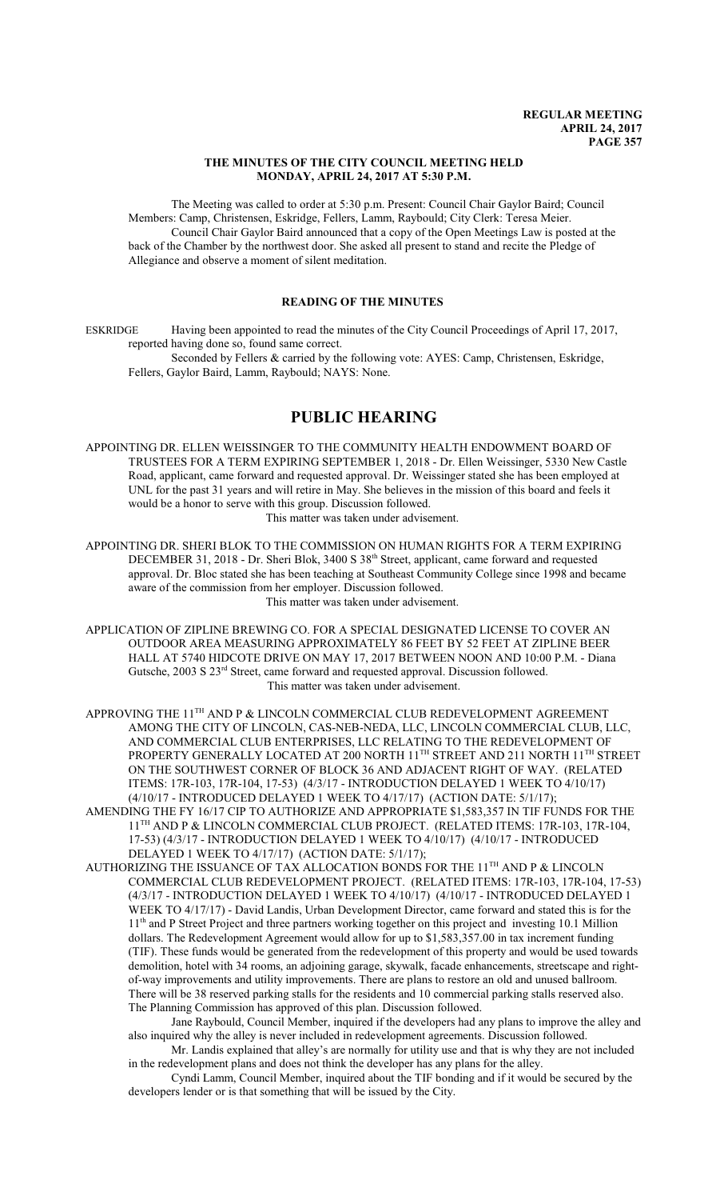# THE MINUTES OF THE CITY COUNCIL MEETING HELD MONDAY, APRIL 24, 2017 AT 5:30 P.M.

The Meeting was called to order at 5:30 p.m. Present: Council Chair Gaylor Baird; Council Members: Camp, Christensen, Eskridge, Fellers, Lamm, Raybould; City Clerk: Teresa Meier.

Council Chair Gaylor Baird announced that a copy of the Open Meetings Law is posted at the back of the Chamber by the northwest door. She asked all present to stand and recite the Pledge of Allegiance and observe a moment of silent meditation.

## READING OF THE MINUTES

ESKRIDGE Having been appointed to read the minutes of the City Council Proceedings of April 17, 2017, reported having done so, found same correct.

Seconded by Fellers & carried by the following vote: AYES: Camp, Christensen, Eskridge, Fellers, Gaylor Baird, Lamm, Raybould; NAYS: None.

# PUBLIC HEARING

APPOINTING DR. ELLEN WEISSINGER TO THE COMMUNITY HEALTH ENDOWMENT BOARD OF TRUSTEES FOR A TERM EXPIRING SEPTEMBER 1, 2018 - Dr. Ellen Weissinger, 5330 New Castle Road, applicant, came forward and requested approval. Dr. Weissinger stated she has been employed at UNL for the past 31 years and will retire in May. She believes in the mission of this board and feels it would be a honor to serve with this group. Discussion followed.

This matter was taken under advisement.

APPOINTING DR. SHERI BLOK TO THE COMMISSION ON HUMAN RIGHTS FOR A TERM EXPIRING DECEMBER 31, 2018 - Dr. Sheri Blok, 3400 S 38th Street, applicant, came forward and requested approval. Dr. Bloc stated she has been teaching at Southeast Community College since 1998 and became aware of the commission from her employer. Discussion followed.

This matter was taken under advisement.

APPLICATION OF ZIPLINE BREWING CO. FOR A SPECIAL DESIGNATED LICENSE TO COVER AN OUTDOOR AREA MEASURING APPROXIMATELY 86 FEET BY 52 FEET AT ZIPLINE BEER HALL AT 5740 HIDCOTE DRIVE ON MAY 17, 2017 BETWEEN NOON AND 10:00 P.M. - Diana Gutsche, 2003 S 23rd Street, came forward and requested approval. Discussion followed.

This matter was taken under advisement.

APPROVING THE 11TH AND P & LINCOLN COMMERCIAL CLUB REDEVELOPMENT AGREEMENT AMONG THE CITY OF LINCOLN, CAS-NEB-NEDA, LLC, LINCOLN COMMERCIAL CLUB, LLC, AND COMMERCIAL CLUB ENTERPRISES, LLC RELATING TO THE REDEVELOPMENT OF PROPERTY GENERALLY LOCATED AT 200 NORTH 11TH STREET AND 211 NORTH 11TH STREET ON THE SOUTHWEST CORNER OF BLOCK 36 AND ADJACENT RIGHT OF WAY. (RELATED ITEMS: 17R-103, 17R-104, 17-53) (4/3/17 - INTRODUCTION DELAYED 1 WEEK TO 4/10/17) (4/10/17 - INTRODUCED DELAYED 1 WEEK TO 4/17/17) (ACTION DATE: 5/1/17);

AMENDING THE FY 16/17 CIP TO AUTHORIZE AND APPROPRIATE $1,583,357 IN TIF FUNDS FOR THE 11TH AND P & LINCOLN COMMERCIAL CLUB PROJECT. (RELATED ITEMS: 17R-103, 17R-104, 17-53) (4/3/17 - INTRODUCTION DELAYED 1 WEEK TO 4/10/17) (4/10/17 - INTRODUCED DELAYED 1 WEEK TO 4/17/17) (ACTION DATE: 5/1/17);

AUTHORIZING THE ISSUANCE OF TAX ALLOCATION BONDS FOR THE 11TH AND P & LINCOLN COMMERCIAL CLUB REDEVELOPMENT PROJECT. (RELATED ITEMS: 17R-103, 17R-104, 17-53) (4/3/17 - INTRODUCTION DELAYED 1 WEEK TO 4/10/17) (4/10/17 - INTRODUCED DELAYED 1 WEEK TO 4/17/17) - David Landis, Urban Development Director, came forward and stated this is for the 11th and P Street Project and three partners working together on this project and investing 10.1 Million dollars. The Redevelopment Agreement would allow for up to $1,583,357.00 in tax increment funding (TIF). These funds would be generated from the redevelopment of this property and would be used towards demolition, hotel with 34 rooms, an adjoining garage, skywalk, facade enhancements, streetscape and right-of-way improvements and utility improvements. There are plans to restore an old and unused ballroom. There will be 38 reserved parking stalls for the residents and 10 commercial parking stalls reserved also. The Planning Commission has approved of this plan. Discussion followed.

Jane Raybould, Council Member, inquired if the developers had any plans to improve the alley and also inquired why the alley is never included in redevelopment agreements. Discussion followed.

Mr. Landis explained that alley's are normally for utility use and that is why they are not included in the redevelopment plans and does not think the developer has any plans for the alley.

Cyndi Lamm, Council Member, inquired about the TIF bonding and if it would be secured by the developers lender or is that something that will be issued by the City.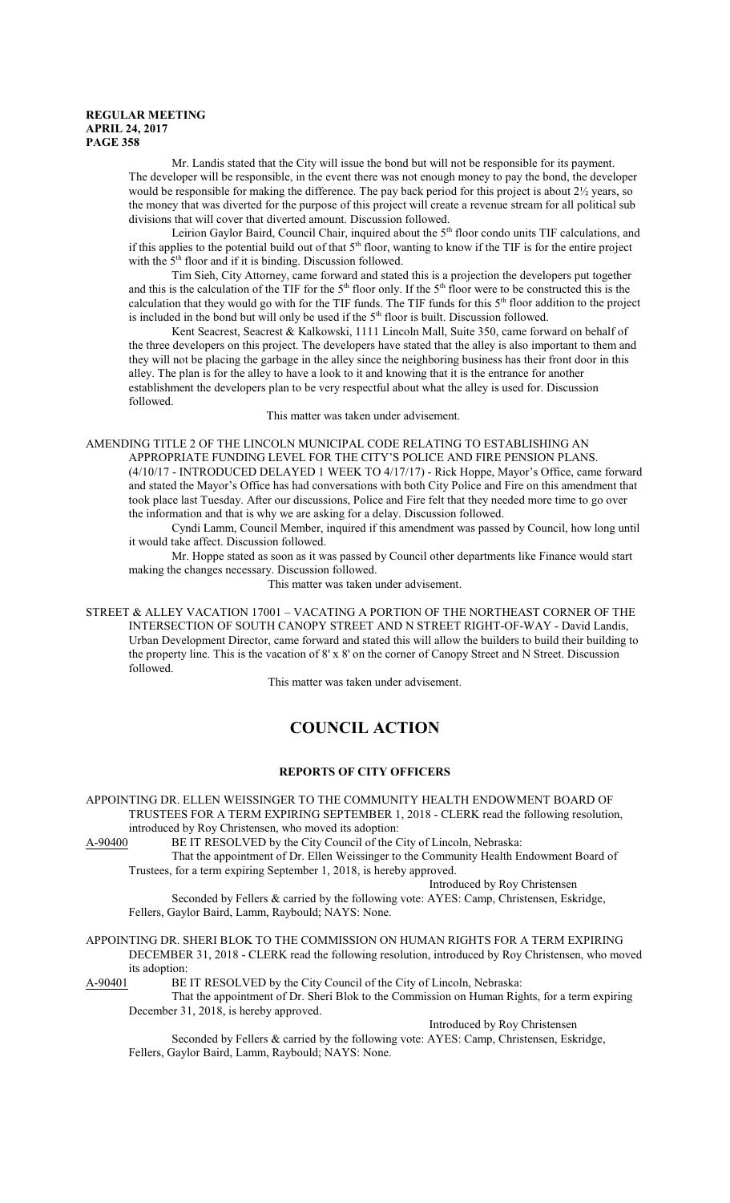Mr. Landis stated that the City will issue the bond but will not be responsible for its payment. The developer will be responsible, in the event there was not enough money to pay the bond, the developer would be responsible for making the difference. The pay back period for this project is about 2½ years, so the money that was diverted for the purpose of this project will create a revenue stream for all political sub divisions that will cover that diverted amount. Discussion followed.

Leirion Gaylor Baird, Council Chair, inquired about the 5th floor condo units TIF calculations, and if this applies to the potential build out of that 5th floor, wanting to know if the TIF is for the entire project with the 5th floor and if it is binding. Discussion followed.

Tim Sieh, City Attorney, came forward and stated this is a projection the developers put together and this is the calculation of the TIF for the 5th floor only. If the 5th floor were to be constructed this is the calculation that they would go with for the TIF funds. The TIF funds for this 5th floor addition to the project is included in the bond but will only be used if the 5th floor is built. Discussion followed.

Kent Seacrest, Seacrest & Kalkowski, 1111 Lincoln Mall, Suite 350, came forward on behalf of the three developers on this project. The developers have stated that the alley is also important to them and they will not be placing the garbage in the alley since the neighboring business has their front door in this alley. The plan is for the alley to have a look to it and knowing that it is the entrance for another establishment the developers plan to be very respectful about what the alley is used for. Discussion followed.

This matter was taken under advisement.

AMENDING TITLE 2 OF THE LINCOLN MUNICIPAL CODE RELATING TO ESTABLISHING AN APPROPRIATE FUNDING LEVEL FOR THE CITY'S POLICE AND FIRE PENSION PLANS. (4/10/17 - INTRODUCED DELAYED 1 WEEK TO 4/17/17) - Rick Hoppe, Mayor's Office, came forward and stated the Mayor's Office has had conversations with both City Police and Fire on this amendment that took place last Tuesday. After our discussions, Police and Fire felt that they needed more time to go over the information and that is why we are asking for a delay. Discussion followed.

Cyndi Lamm, Council Member, inquired if this amendment was passed by Council, how long until it would take affect. Discussion followed.

Mr. Hoppe stated as soon as it was passed by Council other departments like Finance would start making the changes necessary. Discussion followed.

This matter was taken under advisement.

STREET & ALLEY VACATION 17001 – VACATING A PORTION OF THE NORTHEAST CORNER OF THE INTERSECTION OF SOUTH CANOPY STREET AND N STREET RIGHT-OF-WAY - David Landis, Urban Development Director, came forward and stated this will allow the builders to build their building to the property line. This is the vacation of 8' x 8' on the corner of Canopy Street and N Street. Discussion followed.

This matter was taken under advisement.

# COUNCIL ACTION

## REPORTS OF CITY OFFICERS

APPOINTING DR. ELLEN WEISSINGER TO THE COMMUNITY HEALTH ENDOWMENT BOARD OF TRUSTEES FOR A TERM EXPIRING SEPTEMBER 1, 2018 - CLERK read the following resolution, introduced by Roy Christensen, who moved its adoption:

A-90400 BE IT RESOLVED by the City Council of the City of Lincoln, Nebraska:

That the appointment of Dr. Ellen Weissinger to the Community Health Endowment Board of Trustees, for a term expiring September 1, 2018, is hereby approved.

Introduced by Roy Christensen

Seconded by Fellers & carried by the following vote: AYES: Camp, Christensen, Eskridge, Fellers, Gaylor Baird, Lamm, Raybould; NAYS: None.

APPOINTING DR. SHERI BLOK TO THE COMMISSION ON HUMAN RIGHTS FOR A TERM EXPIRING DECEMBER 31, 2018 - CLERK read the following resolution, introduced by Roy Christensen, who moved its adoption:

A-90401 BE IT RESOLVED by the City Council of the City of Lincoln, Nebraska:

That the appointment of Dr. Sheri Blok to the Commission on Human Rights, for a term expiring December 31, 2018, is hereby approved.

Introduced by Roy Christensen

Seconded by Fellers & carried by the following vote: AYES: Camp, Christensen, Eskridge, Fellers, Gaylor Baird, Lamm, Raybould; NAYS: None.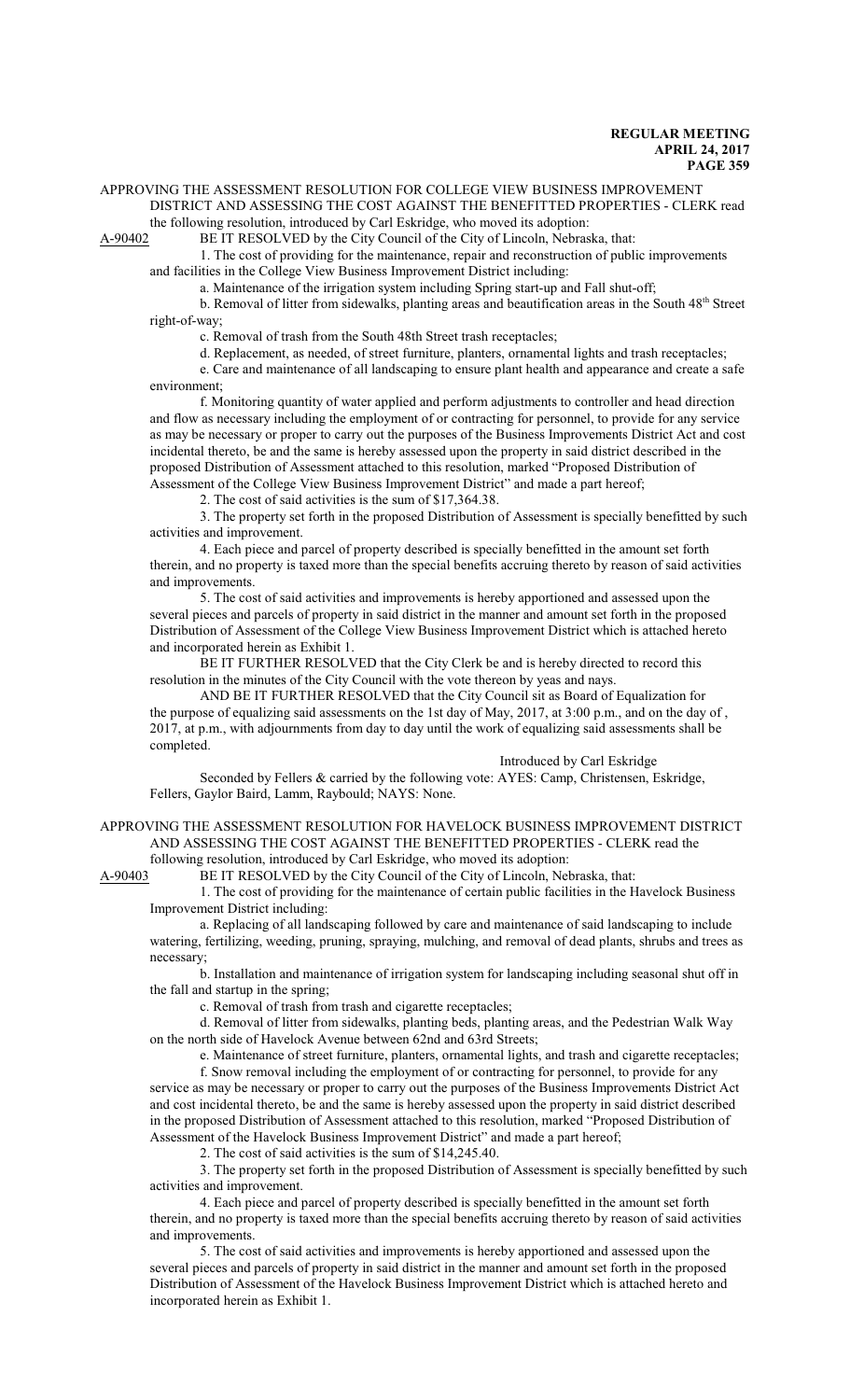APPROVING THE ASSESSMENT RESOLUTION FOR COLLEGE VIEW BUSINESS IMPROVEMENT DISTRICT AND ASSESSING THE COST AGAINST THE BENEFITTED PROPERTIES - CLERK read the following resolution, introduced by Carl Eskridge, who moved its adoption:

A-90402 BE IT RESOLVED by the City Council of the City of Lincoln, Nebraska, that:

1. The cost of providing for the maintenance, repair and reconstruction of public improvements and facilities in the College View Business Improvement District including:

a. Maintenance of the irrigation system including Spring start-up and Fall shut-off;

b. Removal of litter from sidewalks, planting areas and beautification areas in the South 48th Street right-of-way;

c. Removal of trash from the South 48th Street trash receptacles;

d. Replacement, as needed, of street furniture, planters, ornamental lights and trash receptacles;

e. Care and maintenance of all landscaping to ensure plant health and appearance and create a safe environment;

f. Monitoring quantity of water applied and perform adjustments to controller and head direction and flow as necessary including the employment of or contracting for personnel, to provide for any service as may be necessary or proper to carry out the purposes of the Business Improvements District Act and cost incidental thereto, be and the same is hereby assessed upon the property in said district described in the proposed Distribution of Assessment attached to this resolution, marked "Proposed Distribution of Assessment of the College View Business Improvement District" and made a part hereof;

2. The cost of said activities is the sum of $17,364.38.

3. The property set forth in the proposed Distribution of Assessment is specially benefitted by such activities and improvement.

4. Each piece and parcel of property described is specially benefitted in the amount set forth therein, and no property is taxed more than the special benefits accruing thereto by reason of said activities and improvements.

5. The cost of said activities and improvements is hereby apportioned and assessed upon the several pieces and parcels of property in said district in the manner and amount set forth in the proposed Distribution of Assessment of the College View Business Improvement District which is attached hereto and incorporated herein as Exhibit 1.

BE IT FURTHER RESOLVED that the City Clerk be and is hereby directed to record this resolution in the minutes of the City Council with the vote thereon by yeas and nays.

AND BE IT FURTHER RESOLVED that the City Council sit as Board of Equalization for the purpose of equalizing said assessments on the 1st day of May, 2017, at 3:00 p.m., and on the day of , 2017, at p.m., with adjournments from day to day until the work of equalizing said assessments shall be completed.

Introduced by Carl Eskridge

Seconded by Fellers & carried by the following vote: AYES: Camp, Christensen, Eskridge, Fellers, Gaylor Baird, Lamm, Raybould; NAYS: None.

APPROVING THE ASSESSMENT RESOLUTION FOR HAVELOCK BUSINESS IMPROVEMENT DISTRICT AND ASSESSING THE COST AGAINST THE BENEFITTED PROPERTIES - CLERK read the following resolution, introduced by Carl Eskridge, who moved its adoption:

A-90403 BE IT RESOLVED by the City Council of the City of Lincoln, Nebraska, that:

1. The cost of providing for the maintenance of certain public facilities in the Havelock Business Improvement District including:

a. Replacing of all landscaping followed by care and maintenance of said landscaping to include watering, fertilizing, weeding, pruning, spraying, mulching, and removal of dead plants, shrubs and trees as necessary;

b. Installation and maintenance of irrigation system for landscaping including seasonal shut off in the fall and startup in the spring;

c. Removal of trash from trash and cigarette receptacles;

d. Removal of litter from sidewalks, planting beds, planting areas, and the Pedestrian Walk Way on the north side of Havelock Avenue between 62nd and 63rd Streets;

e. Maintenance of street furniture, planters, ornamental lights, and trash and cigarette receptacles;

f. Snow removal including the employment of or contracting for personnel, to provide for any service as may be necessary or proper to carry out the purposes of the Business Improvements District Act and cost incidental thereto, be and the same is hereby assessed upon the property in said district described in the proposed Distribution of Assessment attached to this resolution, marked "Proposed Distribution of Assessment of the Havelock Business Improvement District" and made a part hereof;

2. The cost of said activities is the sum of $14,245.40.

3. The property set forth in the proposed Distribution of Assessment is specially benefitted by such activities and improvement.

4. Each piece and parcel of property described is specially benefitted in the amount set forth therein, and no property is taxed more than the special benefits accruing thereto by reason of said activities and improvements.

5. The cost of said activities and improvements is hereby apportioned and assessed upon the several pieces and parcels of property in said district in the manner and amount set forth in the proposed Distribution of Assessment of the Havelock Business Improvement District which is attached hereto and incorporated herein as Exhibit 1.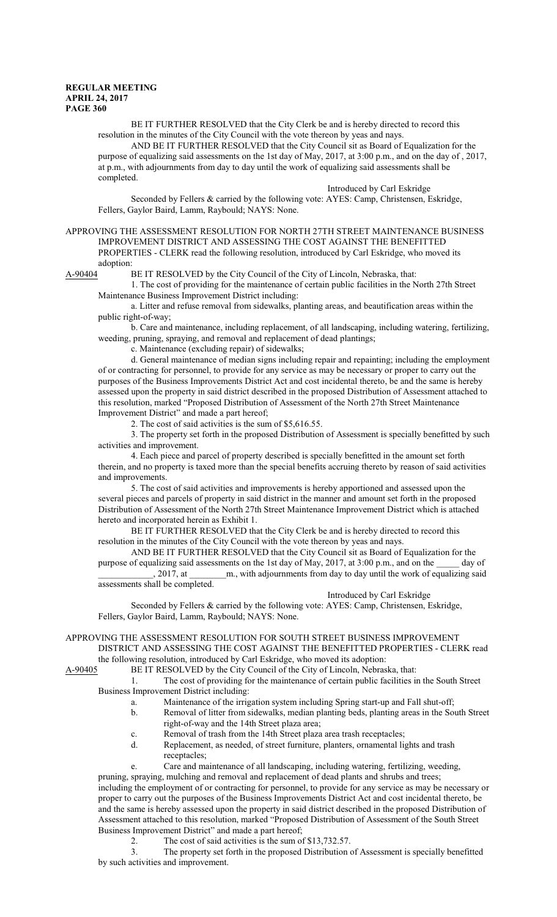BE IT FURTHER RESOLVED that the City Clerk be and is hereby directed to record this resolution in the minutes of the City Council with the vote thereon by yeas and nays.

AND BE IT FURTHER RESOLVED that the City Council sit as Board of Equalization for the purpose of equalizing said assessments on the 1st day of May, 2017, at 3:00 p.m., and on the day of , 2017, at p.m., with adjournments from day to day until the work of equalizing said assessments shall be completed.

Introduced by Carl Eskridge

Seconded by Fellers & carried by the following vote: AYES: Camp, Christensen, Eskridge, Fellers, Gaylor Baird, Lamm, Raybould; NAYS: None.

APPROVING THE ASSESSMENT RESOLUTION FOR NORTH 27TH STREET MAINTENANCE BUSINESS IMPROVEMENT DISTRICT AND ASSESSING THE COST AGAINST THE BENEFITTED PROPERTIES - CLERK read the following resolution, introduced by Carl Eskridge, who moved its adoption:

A-90404 BE IT RESOLVED by the City Council of the City of Lincoln, Nebraska, that:

1. The cost of providing for the maintenance of certain public facilities in the North 27th Street Maintenance Business Improvement District including:

a. Litter and refuse removal from sidewalks, planting areas, and beautification areas within the public right-of-way;

b. Care and maintenance, including replacement, of all landscaping, including watering, fertilizing, weeding, pruning, spraying, and removal and replacement of dead plantings;

c. Maintenance (excluding repair) of sidewalks;

d. General maintenance of median signs including repair and repainting; including the employment of or contracting for personnel, to provide for any service as may be necessary or proper to carry out the purposes of the Business Improvements District Act and cost incidental thereto, be and the same is hereby assessed upon the property in said district described in the proposed Distribution of Assessment attached to this resolution, marked "Proposed Distribution of Assessment of the North 27th Street Maintenance Improvement District" and made a part hereof;

2. The cost of said activities is the sum of $5,616.55.

3. The property set forth in the proposed Distribution of Assessment is specially benefitted by such activities and improvement.

4. Each piece and parcel of property described is specially benefitted in the amount set forth therein, and no property is taxed more than the special benefits accruing thereto by reason of said activities and improvements.

5. The cost of said activities and improvements is hereby apportioned and assessed upon the several pieces and parcels of property in said district in the manner and amount set forth in the proposed Distribution of Assessment of the North 27th Street Maintenance Improvement District which is attached hereto and incorporated herein as Exhibit 1.

BE IT FURTHER RESOLVED that the City Clerk be and is hereby directed to record this resolution in the minutes of the City Council with the vote thereon by yeas and nays.

AND BE IT FURTHER RESOLVED that the City Council sit as Board of Equalization for the purpose of equalizing said assessments on the 1st day of May, 2017, at 3:00 p.m., and on the _____ day of ____________, 2017, at ________m., with adjournments from day to day until the work of equalizing said assessments shall be completed.

Introduced by Carl Eskridge

Seconded by Fellers & carried by the following vote: AYES: Camp, Christensen, Eskridge, Fellers, Gaylor Baird, Lamm, Raybould; NAYS: None.

APPROVING THE ASSESSMENT RESOLUTION FOR SOUTH STREET BUSINESS IMPROVEMENT DISTRICT AND ASSESSING THE COST AGAINST THE BENEFITTED PROPERTIES - CLERK read the following resolution, introduced by Carl Eskridge, who moved its adoption:

A-90405 BE IT RESOLVED by the City Council of the City of Lincoln, Nebraska, that:

1. The cost of providing for the maintenance of certain public facilities in the South Street Business Improvement District including:

a. Maintenance of the irrigation system including Spring start-up and Fall shut-off;

b. Removal of litter from sidewalks, median planting beds, planting areas in the South Street right-of-way and the 14th Street plaza area;

c. Removal of trash from the 14th Street plaza area trash receptacles;

d. Replacement, as needed, of street furniture, planters, ornamental lights and trash receptacles;

e. Care and maintenance of all landscaping, including watering, fertilizing, weeding, pruning, spraying, mulching and removal and replacement of dead plants and shrubs and trees;

including the employment of or contracting for personnel, to provide for any service as may be necessary or proper to carry out the purposes of the Business Improvements District Act and cost incidental thereto, be and the same is hereby assessed upon the property in said district described in the proposed Distribution of Assessment attached to this resolution, marked "Proposed Distribution of Assessment of the South Street Business Improvement District" and made a part hereof;

2. The cost of said activities is the sum of $13,732.57.

3. The property set forth in the proposed Distribution of Assessment is specially benefitted by such activities and improvement.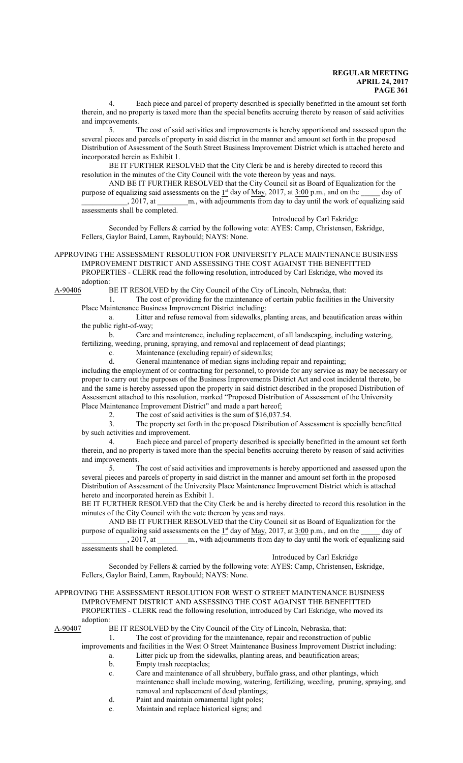4. Each piece and parcel of property described is specially benefitted in the amount set forth therein, and no property is taxed more than the special benefits accruing thereto by reason of said activities and improvements.

5. The cost of said activities and improvements is hereby apportioned and assessed upon the several pieces and parcels of property in said district in the manner and amount set forth in the proposed Distribution of Assessment of the South Street Business Improvement District which is attached hereto and incorporated herein as Exhibit 1.

BE IT FURTHER RESOLVED that the City Clerk be and is hereby directed to record this resolution in the minutes of the City Council with the vote thereon by yeas and nays.

AND BE IT FURTHER RESOLVED that the City Council sit as Board of Equalization for the purpose of equalizing said assessments on the 1st day of May, 2017, at 3:00 p.m., and on the _____ day of ____________, 2017, at ________m., with adjournments from day to day until the work of equalizing said assessments shall be completed.

Introduced by Carl Eskridge

Seconded by Fellers & carried by the following vote: AYES: Camp, Christensen, Eskridge, Fellers, Gaylor Baird, Lamm, Raybould; NAYS: None.

APPROVING THE ASSESSMENT RESOLUTION FOR UNIVERSITY PLACE MAINTENANCE BUSINESS IMPROVEMENT DISTRICT AND ASSESSING THE COST AGAINST THE BENEFITTED PROPERTIES - CLERK read the following resolution, introduced by Carl Eskridge, who moved its adoption:

A-90406 BE IT RESOLVED by the City Council of the City of Lincoln, Nebraska, that:

1. The cost of providing for the maintenance of certain public facilities in the University Place Maintenance Business Improvement District including:

a. Litter and refuse removal from sidewalks, planting areas, and beautification areas within the public right-of-way;

b. Care and maintenance, including replacement, of all landscaping, including watering, fertilizing, weeding, pruning, spraying, and removal and replacement of dead plantings;

c. Maintenance (excluding repair) of sidewalks;

d. General maintenance of median signs including repair and repainting;

including the employment of or contracting for personnel, to provide for any service as may be necessary or proper to carry out the purposes of the Business Improvements District Act and cost incidental thereto, be and the same is hereby assessed upon the property in said district described in the proposed Distribution of Assessment attached to this resolution, marked "Proposed Distribution of Assessment of the University Place Maintenance Improvement District" and made a part hereof;

2. The cost of said activities is the sum of $16,037.54.

3. The property set forth in the proposed Distribution of Assessment is specially benefitted by such activities and improvement.

4. Each piece and parcel of property described is specially benefitted in the amount set forth therein, and no property is taxed more than the special benefits accruing thereto by reason of said activities and improvements.

5. The cost of said activities and improvements is hereby apportioned and assessed upon the several pieces and parcels of property in said district in the manner and amount set forth in the proposed Distribution of Assessment of the University Place Maintenance Improvement District which is attached hereto and incorporated herein as Exhibit 1.

BE IT FURTHER RESOLVED that the City Clerk be and is hereby directed to record this resolution in the minutes of the City Council with the vote thereon by yeas and nays.

AND BE IT FURTHER RESOLVED that the City Council sit as Board of Equalization for the purpose of equalizing said assessments on the 1st day of May, 2017, at 3:00 p.m., and on the _____ day of ____________, 2017, at ________m., with adjournments from day to day until the work of equalizing said assessments shall be completed.

Introduced by Carl Eskridge

Seconded by Fellers & carried by the following vote: AYES: Camp, Christensen, Eskridge, Fellers, Gaylor Baird, Lamm, Raybould; NAYS: None.

APPROVING THE ASSESSMENT RESOLUTION FOR WEST O STREET MAINTENANCE BUSINESS IMPROVEMENT DISTRICT AND ASSESSING THE COST AGAINST THE BENEFITTED PROPERTIES - CLERK read the following resolution, introduced by Carl Eskridge, who moved its adoption:

A-90407 BE IT RESOLVED by the City Council of the City of Lincoln, Nebraska, that:

1. The cost of providing for the maintenance, repair and reconstruction of public improvements and facilities in the West O Street Maintenance Business Improvement District including:

a. Litter pick up from the sidewalks, planting areas, and beautification areas;

b. Empty trash receptacles;

c. Care and maintenance of all shrubbery, buffalo grass, and other plantings, which maintenance shall include mowing, watering, fertilizing, weeding, pruning, spraying, and removal and replacement of dead plantings;

d. Paint and maintain ornamental light poles;

e. Maintain and replace historical signs; and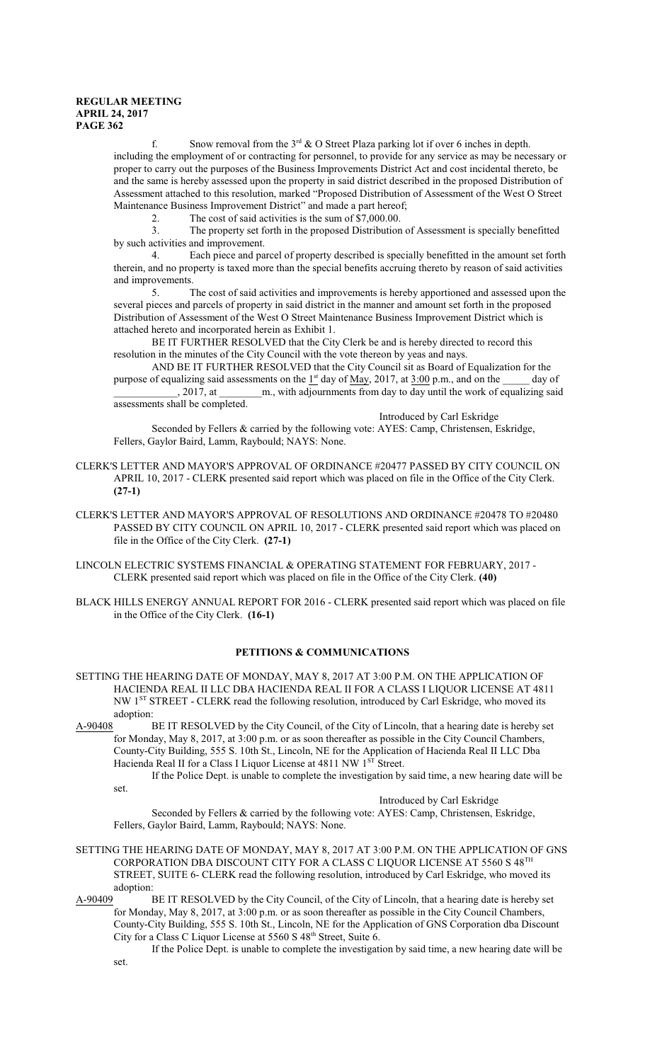f. Snow removal from the 3rd & O Street Plaza parking lot if over 6 inches in depth.

including the employment of or contracting for personnel, to provide for any service as may be necessary or proper to carry out the purposes of the Business Improvements District Act and cost incidental thereto, be and the same is hereby assessed upon the property in said district described in the proposed Distribution of Assessment attached to this resolution, marked "Proposed Distribution of Assessment of the West O Street Maintenance Business Improvement District" and made a part hereof;

2. The cost of said activities is the sum of $7,000.00.

3. The property set forth in the proposed Distribution of Assessment is specially benefitted by such activities and improvement.

4. Each piece and parcel of property described is specially benefitted in the amount set forth therein, and no property is taxed more than the special benefits accruing thereto by reason of said activities and improvements.

5. The cost of said activities and improvements is hereby apportioned and assessed upon the several pieces and parcels of property in said district in the manner and amount set forth in the proposed Distribution of Assessment of the West O Street Maintenance Business Improvement District which is attached hereto and incorporated herein as Exhibit 1.

BE IT FURTHER RESOLVED that the City Clerk be and is hereby directed to record this resolution in the minutes of the City Council with the vote thereon by yeas and nays.

AND BE IT FURTHER RESOLVED that the City Council sit as Board of Equalization for the purpose of equalizing said assessments on the 1st day of May, 2017, at 3:00 p.m., and on the _____ day of ____________, 2017, at ________m., with adjournments from day to day until the work of equalizing said assessments shall be completed.

Introduced by Carl Eskridge

Seconded by Fellers & carried by the following vote: AYES: Camp, Christensen, Eskridge, Fellers, Gaylor Baird, Lamm, Raybould; NAYS: None.

CLERK'S LETTER AND MAYOR'S APPROVAL OF ORDINANCE #20477 PASSED BY CITY COUNCIL ON APRIL 10, 2017 - CLERK presented said report which was placed on file in the Office of the City Clerk. **(27-1)**

CLERK'S LETTER AND MAYOR'S APPROVAL OF RESOLUTIONS AND ORDINANCE #20478 TO #20480 PASSED BY CITY COUNCIL ON APRIL 10, 2017 - CLERK presented said report which was placed on file in the Office of the City Clerk. **(27-1)**

LINCOLN ELECTRIC SYSTEMS FINANCIAL & OPERATING STATEMENT FOR FEBRUARY, 2017 - CLERK presented said report which was placed on file in the Office of the City Clerk. **(40)**

BLACK HILLS ENERGY ANNUAL REPORT FOR 2016 - CLERK presented said report which was placed on file in the Office of the City Clerk. **(16-1)**

## PETITIONS & COMMUNICATIONS

SETTING THE HEARING DATE OF MONDAY, MAY 8, 2017 AT 3:00 P.M. ON THE APPLICATION OF HACIENDA REAL II LLC DBA HACIENDA REAL II FOR A CLASS I LIQUOR LICENSE AT 4811 NW 1ST STREET - CLERK read the following resolution, introduced by Carl Eskridge, who moved its adoption:

A-90408 BE IT RESOLVED by the City Council, of the City of Lincoln, that a hearing date is hereby set for Monday, May 8, 2017, at 3:00 p.m. or as soon thereafter as possible in the City Council Chambers, County-City Building, 555 S. 10th St., Lincoln, NE for the Application of Hacienda Real II LLC Dba Hacienda Real II for a Class I Liquor License at 4811 NW 1ST Street.

If the Police Dept. is unable to complete the investigation by said time, a new hearing date will be set.

Introduced by Carl Eskridge

Seconded by Fellers & carried by the following vote: AYES: Camp, Christensen, Eskridge, Fellers, Gaylor Baird, Lamm, Raybould; NAYS: None.

SETTING THE HEARING DATE OF MONDAY, MAY 8, 2017 AT 3:00 P.M. ON THE APPLICATION OF GNS CORPORATION DBA DISCOUNT CITY FOR A CLASS C LIQUOR LICENSE AT 5560 S 48TH STREET, SUITE 6- CLERK read the following resolution, introduced by Carl Eskridge, who moved its adoption:

A-90409 BE IT RESOLVED by the City Council, of the City of Lincoln, that a hearing date is hereby set for Monday, May 8, 2017, at 3:00 p.m. or as soon thereafter as possible in the City Council Chambers, County-City Building, 555 S. 10th St., Lincoln, NE for the Application of GNS Corporation dba Discount City for a Class C Liquor License at 5560 S 48th Street, Suite 6.

If the Police Dept. is unable to complete the investigation by said time, a new hearing date will be set.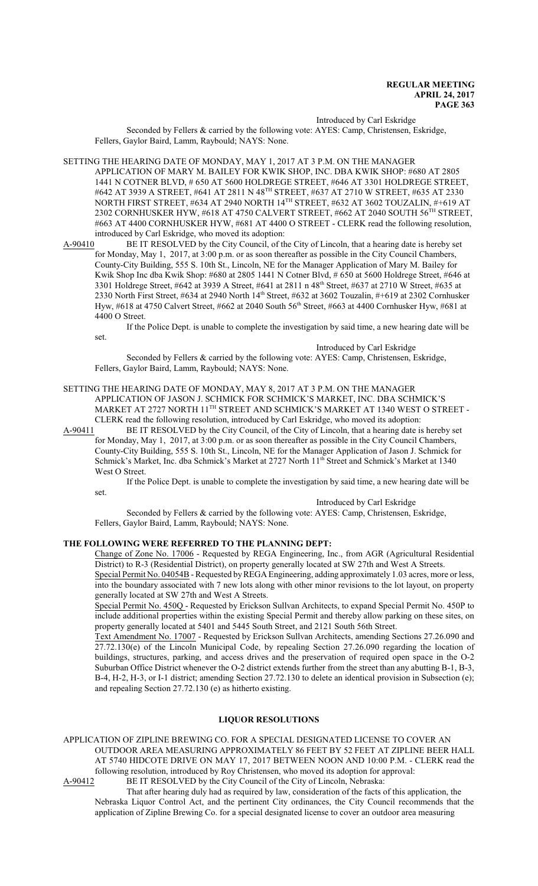Introduced by Carl Eskridge

Seconded by Fellers & carried by the following vote: AYES: Camp, Christensen, Eskridge, Fellers, Gaylor Baird, Lamm, Raybould; NAYS: None.

SETTING THE HEARING DATE OF MONDAY, MAY 1, 2017 AT 3 P.M. ON THE MANAGER APPLICATION OF MARY M. BAILEY FOR KWIK SHOP, INC. DBA KWIK SHOP: #680 AT 2805 1441 N COTNER BLVD, # 650 AT 5600 HOLDREGE STREET, #646 AT 3301 HOLDREGE STREET, #642 AT 3939 A STREET, #641 AT 2811 N 48TH STREET, #637 AT 2710 W STREET, #635 AT 2330 NORTH FIRST STREET, #634 AT 2940 NORTH 14TH STREET, #632 AT 3602 TOUZALIN, #+619 AT 2302 CORNHUSKER HYW, #618 AT 4750 CALVERT STREET, #662 AT 2040 SOUTH 56TH STREET, #663 AT 4400 CORNHUSKER HYW, #681 AT 4400 O STREET - CLERK read the following resolution, introduced by Carl Eskridge, who moved its adoption:

A-90410 BE IT RESOLVED by the City Council, of the City of Lincoln, that a hearing date is hereby set for Monday, May 1, 2017, at 3:00 p.m. or as soon thereafter as possible in the City Council Chambers, County-City Building, 555 S. 10th St., Lincoln, NE for the Manager Application of Mary M. Bailey for Kwik Shop Inc dba Kwik Shop: #680 at 2805 1441 N Cotner Blvd, # 650 at 5600 Holdrege Street, #646 at 3301 Holdrege Street, #642 at 3939 A Street, #641 at 2811 n 48th Street, #637 at 2710 W Street, #635 at 2330 North First Street, #634 at 2940 North 14th Street, #632 at 3602 Touzalin, #+619 at 2302 Cornhusker Hyw, #618 at 4750 Calvert Street, #662 at 2040 South 56th Street, #663 at 4400 Cornhusker Hyw, #681 at 4400 O Street.

If the Police Dept. is unable to complete the investigation by said time, a new hearing date will be set.

Introduced by Carl Eskridge

Seconded by Fellers & carried by the following vote: AYES: Camp, Christensen, Eskridge, Fellers, Gaylor Baird, Lamm, Raybould; NAYS: None.

SETTING THE HEARING DATE OF MONDAY, MAY 8, 2017 AT 3 P.M. ON THE MANAGER APPLICATION OF JASON J. SCHMICK FOR SCHMICK'S MARKET, INC. DBA SCHMICK'S MARKET AT 2727 NORTH 11TH STREET AND SCHMICK'S MARKET AT 1340 WEST O STREET - CLERK read the following resolution, introduced by Carl Eskridge, who moved its adoption:

A-90411 BE IT RESOLVED by the City Council, of the City of Lincoln, that a hearing date is hereby set for Monday, May 1, 2017, at 3:00 p.m. or as soon thereafter as possible in the City Council Chambers, County-City Building, 555 S. 10th St., Lincoln, NE for the Manager Application of Jason J. Schmick for Schmick's Market, Inc. dba Schmick's Market at 2727 North 11th Street and Schmick's Market at 1340 West O Street.

If the Police Dept. is unable to complete the investigation by said time, a new hearing date will be set.

Introduced by Carl Eskridge

Seconded by Fellers & carried by the following vote: AYES: Camp, Christensen, Eskridge, Fellers, Gaylor Baird, Lamm, Raybould; NAYS: None.

**THE FOLLOWING WERE REFERRED TO THE PLANNING DEPT:**

Change of Zone No. 17006 - Requested by REGA Engineering, Inc., from AGR (Agricultural Residential District) to R-3 (Residential District), on property generally located at SW 27th and West A Streets.

Special Permit No. 04054B - Requested by REGA Engineering, adding approximately 1.03 acres, more or less, into the boundary associated with 7 new lots along with other minor revisions to the lot layout, on property generally located at SW 27th and West A Streets.

Special Permit No. 450Q - Requested by Erickson Sullvan Architects, to expand Special Permit No. 450P to include additional properties within the existing Special Permit and thereby allow parking on these sites, on property generally located at 5401 and 5445 South Street, and 2121 South 56th Street.

Text Amendment No. 17007 - Requested by Erickson Sullvan Architects, amending Sections 27.26.090 and 27.72.130(e) of the Lincoln Municipal Code, by repealing Section 27.26.090 regarding the location of buildings, structures, parking, and access drives and the preservation of required open space in the O-2 Suburban Office District whenever the O-2 district extends further from the street than any abutting B-1, B-3, B-4, H-2, H-3, or I-1 district; amending Section 27.72.130 to delete an identical provision in Subsection (e); and repealing Section 27.72.130 (e) as hitherto existing.

## LIQUOR RESOLUTIONS

APPLICATION OF ZIPLINE BREWING CO. FOR A SPECIAL DESIGNATED LICENSE TO COVER AN OUTDOOR AREA MEASURING APPROXIMATELY 86 FEET BY 52 FEET AT ZIPLINE BEER HALL AT 5740 HIDCOTE DRIVE ON MAY 17, 2017 BETWEEN NOON AND 10:00 P.M. - CLERK read the following resolution, introduced by Roy Christensen, who moved its adoption for approval:

A-90412 BE IT RESOLVED by the City Council of the City of Lincoln, Nebraska:

That after hearing duly had as required by law, consideration of the facts of this application, the Nebraska Liquor Control Act, and the pertinent City ordinances, the City Council recommends that the application of Zipline Brewing Co. for a special designated license to cover an outdoor area measuring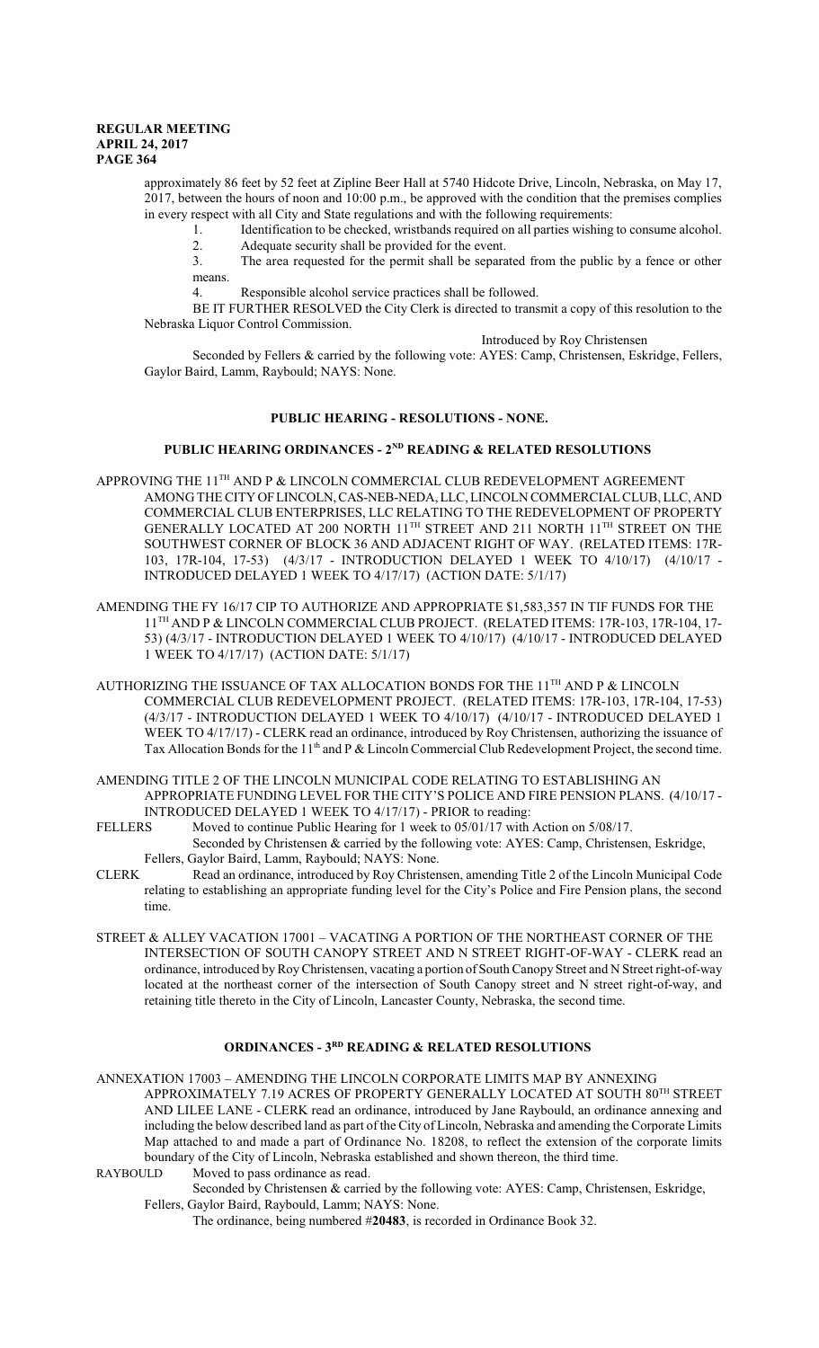approximately 86 feet by 52 feet at Zipline Beer Hall at 5740 Hidcote Drive, Lincoln, Nebraska, on May 17, 2017, between the hours of noon and 10:00 p.m., be approved with the condition that the premises complies in every respect with all City and State regulations and with the following requirements:

1. Identification to be checked, wristbands required on all parties wishing to consume alcohol.
2. Adequate security shall be provided for the event.
3. The area requested for the permit shall be separated from the public by a fence or other means.
4. Responsible alcohol service practices shall be followed.

BE IT FURTHER RESOLVED the City Clerk is directed to transmit a copy of this resolution to the Nebraska Liquor Control Commission.

Introduced by Roy Christensen

Seconded by Fellers & carried by the following vote: AYES: Camp, Christensen, Eskridge, Fellers, Gaylor Baird, Lamm, Raybould; NAYS: None.

## PUBLIC HEARING - RESOLUTIONS - NONE.

## PUBLIC HEARING ORDINANCES - 2ND READING & RELATED RESOLUTIONS

APPROVING THE 11TH AND P & LINCOLN COMMERCIAL CLUB REDEVELOPMENT AGREEMENT AMONG THE CITY OF LINCOLN, CAS-NEB-NEDA, LLC, LINCOLN COMMERCIAL CLUB, LLC, AND COMMERCIAL CLUB ENTERPRISES, LLC RELATING TO THE REDEVELOPMENT OF PROPERTY GENERALLY LOCATED AT 200 NORTH 11TH STREET AND 211 NORTH 11TH STREET ON THE SOUTHWEST CORNER OF BLOCK 36 AND ADJACENT RIGHT OF WAY. (RELATED ITEMS: 17R-103, 17R-104, 17-53) (4/3/17 - INTRODUCTION DELAYED 1 WEEK TO 4/10/17) (4/10/17 - INTRODUCED DELAYED 1 WEEK TO 4/17/17) (ACTION DATE: 5/1/17)

AMENDING THE FY 16/17 CIP TO AUTHORIZE AND APPROPRIATE $1,583,357 IN TIF FUNDS FOR THE 11TH AND P & LINCOLN COMMERCIAL CLUB PROJECT. (RELATED ITEMS: 17R-103, 17R-104, 17-53) (4/3/17 - INTRODUCTION DELAYED 1 WEEK TO 4/10/17) (4/10/17 - INTRODUCED DELAYED 1 WEEK TO 4/17/17) (ACTION DATE: 5/1/17)

AUTHORIZING THE ISSUANCE OF TAX ALLOCATION BONDS FOR THE 11TH AND P & LINCOLN COMMERCIAL CLUB REDEVELOPMENT PROJECT. (RELATED ITEMS: 17R-103, 17R-104, 17-53) (4/3/17 - INTRODUCTION DELAYED 1 WEEK TO 4/10/17) (4/10/17 - INTRODUCED DELAYED 1 WEEK TO 4/17/17) - CLERK read an ordinance, introduced by Roy Christensen, authorizing the issuance of Tax Allocation Bonds for the 11th and P & Lincoln Commercial Club Redevelopment Project, the second time.

AMENDING TITLE 2 OF THE LINCOLN MUNICIPAL CODE RELATING TO ESTABLISHING AN APPROPRIATE FUNDING LEVEL FOR THE CITY'S POLICE AND FIRE PENSION PLANS. (4/10/17 - INTRODUCED DELAYED 1 WEEK TO 4/17/17) - PRIOR to reading:

FELLERS Moved to continue Public Hearing for 1 week to 05/01/17 with Action on 5/08/17.

Seconded by Christensen & carried by the following vote: AYES: Camp, Christensen, Eskridge, Fellers, Gaylor Baird, Lamm, Raybould; NAYS: None.

CLERK Read an ordinance, introduced by Roy Christensen, amending Title 2 of the Lincoln Municipal Code relating to establishing an appropriate funding level for the City's Police and Fire Pension plans, the second time.

STREET & ALLEY VACATION 17001 – VACATING A PORTION OF THE NORTHEAST CORNER OF THE INTERSECTION OF SOUTH CANOPY STREET AND N STREET RIGHT-OF-WAY - CLERK read an ordinance, introduced by Roy Christensen, vacating a portion of South Canopy Street and N Street right-of-way located at the northeast corner of the intersection of South Canopy street and N street right-of-way, and retaining title thereto in the City of Lincoln, Lancaster County, Nebraska, the second time.

## ORDINANCES - 3RD READING & RELATED RESOLUTIONS

ANNEXATION 17003 – AMENDING THE LINCOLN CORPORATE LIMITS MAP BY ANNEXING APPROXIMATELY 7.19 ACRES OF PROPERTY GENERALLY LOCATED AT SOUTH 80TH STREET AND LILEE LANE - CLERK read an ordinance, introduced by Jane Raybould, an ordinance annexing and including the below described land as part of the City of Lincoln, Nebraska and amending the Corporate Limits Map attached to and made a part of Ordinance No. 18208, to reflect the extension of the corporate limits boundary of the City of Lincoln, Nebraska established and shown thereon, the third time.

RAYBOULD Moved to pass ordinance as read.

Seconded by Christensen & carried by the following vote: AYES: Camp, Christensen, Eskridge, Fellers, Gaylor Baird, Raybould, Lamm; NAYS: None.

The ordinance, being numbered #**20483**, is recorded in Ordinance Book 32.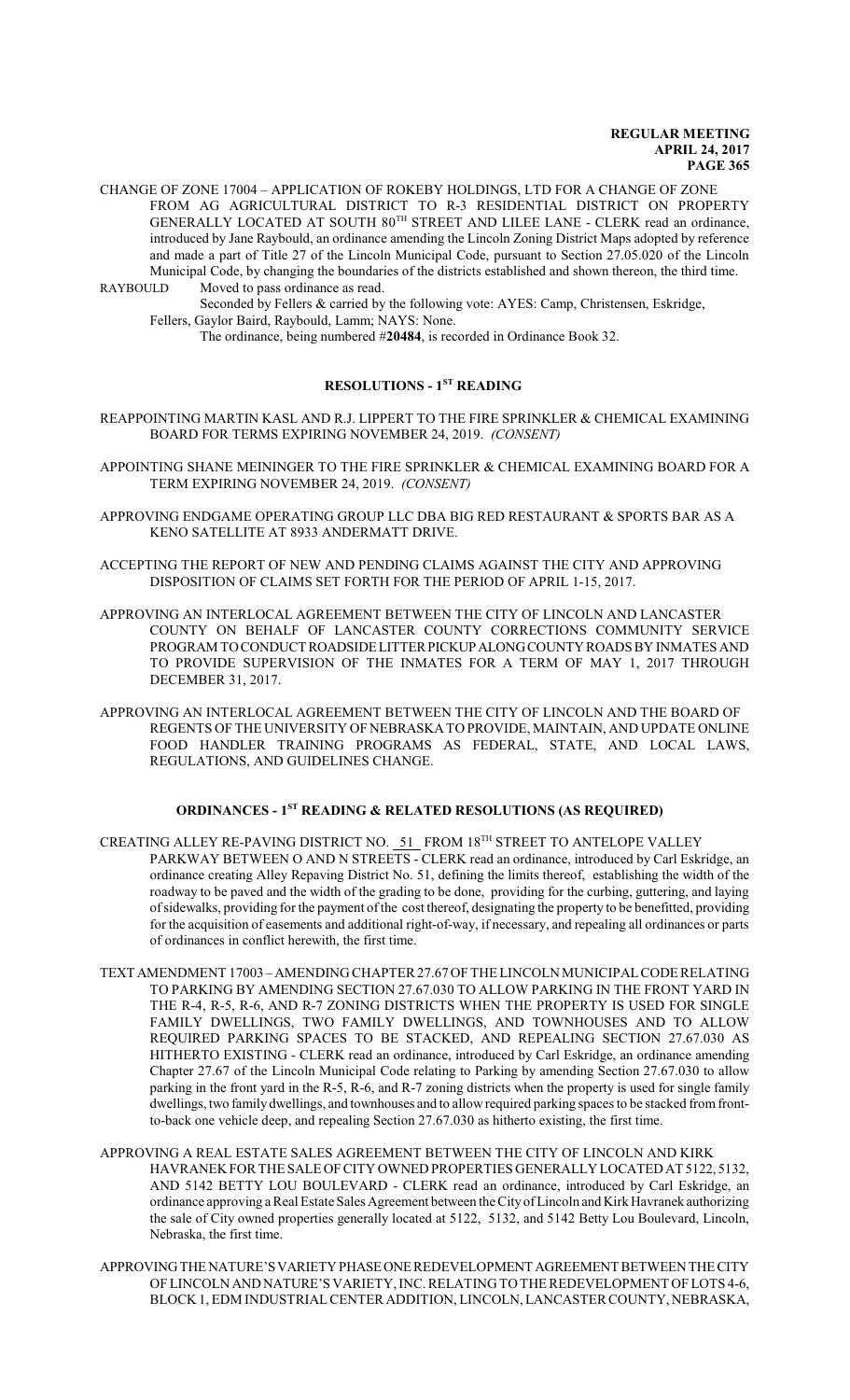CHANGE OF ZONE 17004 – APPLICATION OF ROKEBY HOLDINGS, LTD FOR A CHANGE OF ZONE FROM AG AGRICULTURAL DISTRICT TO R-3 RESIDENTIAL DISTRICT ON PROPERTY GENERALLY LOCATED AT SOUTH 80TH STREET AND LILEE LANE - CLERK read an ordinance, introduced by Jane Raybould, an ordinance amending the Lincoln Zoning District Maps adopted by reference and made a part of Title 27 of the Lincoln Municipal Code, pursuant to Section 27.05.020 of the Lincoln Municipal Code, by changing the boundaries of the districts established and shown thereon, the third time.

RAYBOULD Moved to pass ordinance as read.

Seconded by Fellers & carried by the following vote: AYES: Camp, Christensen, Eskridge, Fellers, Gaylor Baird, Raybould, Lamm; NAYS: None.

The ordinance, being numbered #**20484**, is recorded in Ordinance Book 32.

## RESOLUTIONS - 1ST READING

REAPPOINTING MARTIN KASL AND R.J. LIPPERT TO THE FIRE SPRINKLER & CHEMICAL EXAMINING BOARD FOR TERMS EXPIRING NOVEMBER 24, 2019. *(CONSENT)*

APPOINTING SHANE MEININGER TO THE FIRE SPRINKLER & CHEMICAL EXAMINING BOARD FOR A TERM EXPIRING NOVEMBER 24, 2019. *(CONSENT)*

APPROVING ENDGAME OPERATING GROUP LLC DBA BIG RED RESTAURANT & SPORTS BAR AS A KENO SATELLITE AT 8933 ANDERMATT DRIVE.

ACCEPTING THE REPORT OF NEW AND PENDING CLAIMS AGAINST THE CITY AND APPROVING DISPOSITION OF CLAIMS SET FORTH FOR THE PERIOD OF APRIL 1-15, 2017.

APPROVING AN INTERLOCAL AGREEMENT BETWEEN THE CITY OF LINCOLN AND LANCASTER COUNTY ON BEHALF OF LANCASTER COUNTY CORRECTIONS COMMUNITY SERVICE PROGRAM TO CONDUCT ROADSIDE LITTER PICKUP ALONG COUNTY ROADS BY INMATES AND TO PROVIDE SUPERVISION OF THE INMATES FOR A TERM OF MAY 1, 2017 THROUGH DECEMBER 31, 2017.

APPROVING AN INTERLOCAL AGREEMENT BETWEEN THE CITY OF LINCOLN AND THE BOARD OF REGENTS OF THE UNIVERSITY OF NEBRASKA TO PROVIDE, MAINTAIN, AND UPDATE ONLINE FOOD HANDLER TRAINING PROGRAMS AS FEDERAL, STATE, AND LOCAL LAWS, REGULATIONS, AND GUIDELINES CHANGE.

## ORDINANCES - 1ST READING & RELATED RESOLUTIONS (AS REQUIRED)

CREATING ALLEY RE-PAVING DISTRICT NO. 51 FROM 18TH STREET TO ANTELOPE VALLEY PARKWAY BETWEEN O AND N STREETS - CLERK read an ordinance, introduced by Carl Eskridge, an ordinance creating Alley Repaving District No. 51, defining the limits thereof, establishing the width of the roadway to be paved and the width of the grading to be done, providing for the curbing, guttering, and laying of sidewalks, providing for the payment of the cost thereof, designating the property to be benefitted, providing for the acquisition of easements and additional right-of-way, if necessary, and repealing all ordinances or parts of ordinances in conflict herewith, the first time.

TEXT AMENDMENT 17003 – AMENDING CHAPTER 27.67 OF THE LINCOLN MUNICIPAL CODE RELATING TO PARKING BY AMENDING SECTION 27.67.030 TO ALLOW PARKING IN THE FRONT YARD IN THE R-4, R-5, R-6, AND R-7 ZONING DISTRICTS WHEN THE PROPERTY IS USED FOR SINGLE FAMILY DWELLINGS, TWO FAMILY DWELLINGS, AND TOWNHOUSES AND TO ALLOW REQUIRED PARKING SPACES TO BE STACKED, AND REPEALING SECTION 27.67.030 AS HITHERTO EXISTING - CLERK read an ordinance, introduced by Carl Eskridge, an ordinance amending Chapter 27.67 of the Lincoln Municipal Code relating to Parking by amending Section 27.67.030 to allow parking in the front yard in the R-5, R-6, and R-7 zoning districts when the property is used for single family dwellings, two family dwellings, and townhouses and to allow required parking spaces to be stacked from front-to-back one vehicle deep, and repealing Section 27.67.030 as hitherto existing, the first time.

APPROVING A REAL ESTATE SALES AGREEMENT BETWEEN THE CITY OF LINCOLN AND KIRK HAVRANEK FOR THE SALE OF CITY OWNED PROPERTIES GENERALLY LOCATED AT 5122, 5132, AND 5142 BETTY LOU BOULEVARD - CLERK read an ordinance, introduced by Carl Eskridge, an ordinance approving a Real Estate Sales Agreement between the City of Lincoln and Kirk Havranek authorizing the sale of City owned properties generally located at 5122, 5132, and 5142 Betty Lou Boulevard, Lincoln, Nebraska, the first time.

APPROVING THE NATURE'S VARIETY PHASE ONE REDEVELOPMENT AGREEMENT BETWEEN THE CITY OF LINCOLN AND NATURE'S VARIETY, INC. RELATING TO THE REDEVELOPMENT OF LOTS 4-6, BLOCK 1, EDM INDUSTRIAL CENTER ADDITION, LINCOLN, LANCASTER COUNTY, NEBRASKA,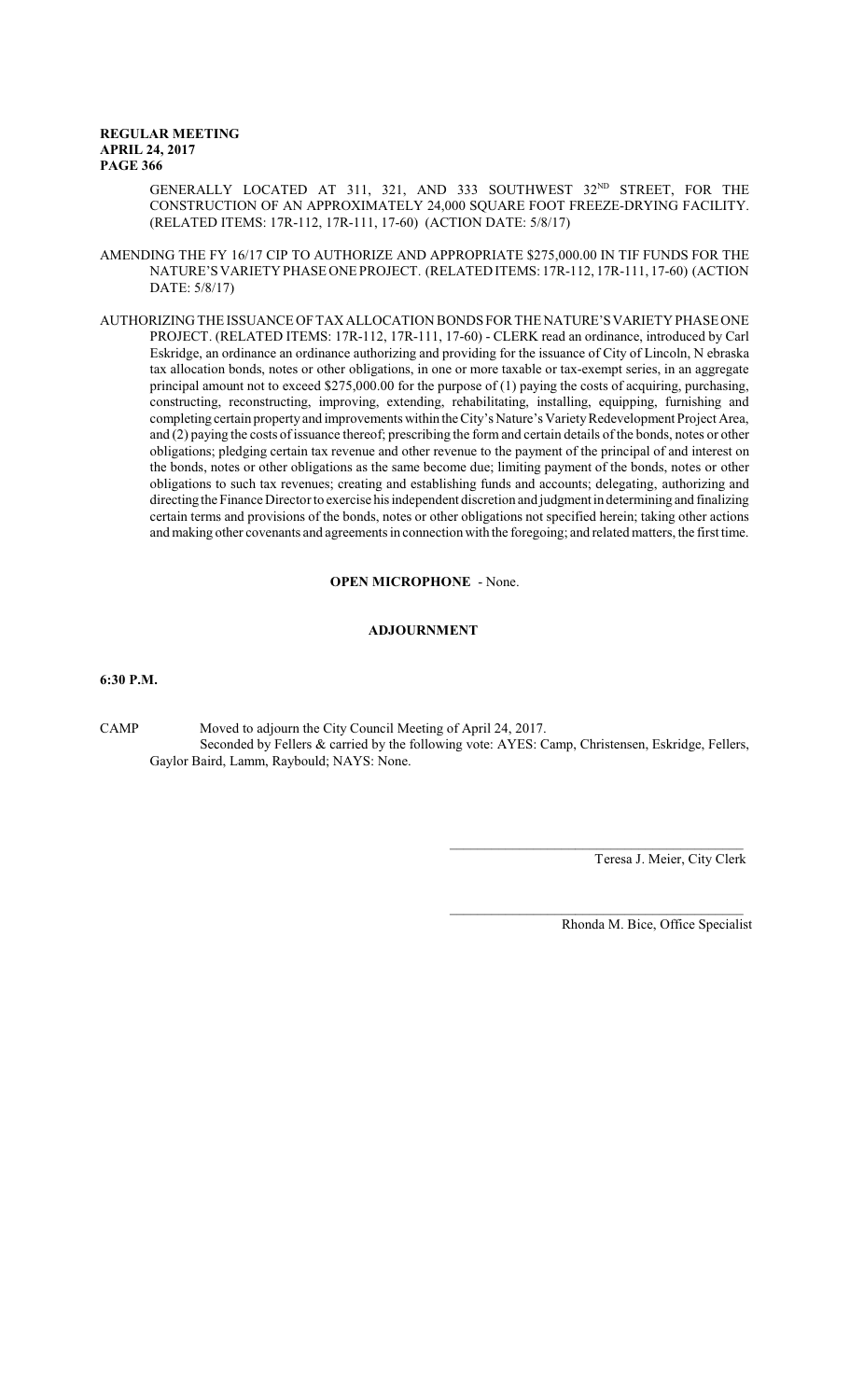GENERALLY LOCATED AT 311, 321, AND 333 SOUTHWEST 32$^{ND}$ STREET, FOR THE CONSTRUCTION OF AN APPROXIMATELY 24,000 SQUARE FOOT FREEZE-DRYING FACILITY. (RELATED ITEMS: 17R-112, 17R-111, 17-60) (ACTION DATE: 5/8/17)

AMENDING THE FY 16/17 CIP TO AUTHORIZE AND APPROPRIATE $275,000.00 IN TIF FUNDS FOR THE NATURE'S VARIETY PHASE ONE PROJECT. (RELATED ITEMS: 17R-112, 17R-111, 17-60) (ACTION DATE: 5/8/17)

AUTHORIZING THE ISSUANCE OF TAX ALLOCATION BONDS FOR THE NATURE'S VARIETY PHASE ONE PROJECT. (RELATED ITEMS: 17R-112, 17R-111, 17-60) - CLERK read an ordinance, introduced by Carl Eskridge, an ordinance an ordinance authorizing and providing for the issuance of City of Lincoln, N ebraska tax allocation bonds, notes or other obligations, in one or more taxable or tax-exempt series, in an aggregate principal amount not to exceed $275,000.00 for the purpose of (1) paying the costs of acquiring, purchasing, constructing, reconstructing, improving, extending, rehabilitating, installing, equipping, furnishing and completing certain property and improvements within the City's Nature's Variety Redevelopment Project Area, and (2) paying the costs of issuance thereof; prescribing the form and certain details of the bonds, notes or other obligations; pledging certain tax revenue and other revenue to the payment of the principal of and interest on the bonds, notes or other obligations as the same become due; limiting payment of the bonds, notes or other obligations to such tax revenues; creating and establishing funds and accounts; delegating, authorizing and directing the Finance Director to exercise his independent discretion and judgment in determining and finalizing certain terms and provisions of the bonds, notes or other obligations not specified herein; taking other actions and making other covenants and agreements in connection with the foregoing; and related matters, the first time.

**OPEN MICROPHONE** - None.

**ADJOURNMENT**

**6:30 P.M.**

CAMP Moved to adjourn the City Council Meeting of April 24, 2017.
Seconded by Fellers & carried by the following vote: AYES: Camp, Christensen, Eskridge, Fellers, Gaylor Baird, Lamm, Raybould; NAYS: None.

Teresa J. Meier, City Clerk

Rhonda M. Bice, Office Specialist